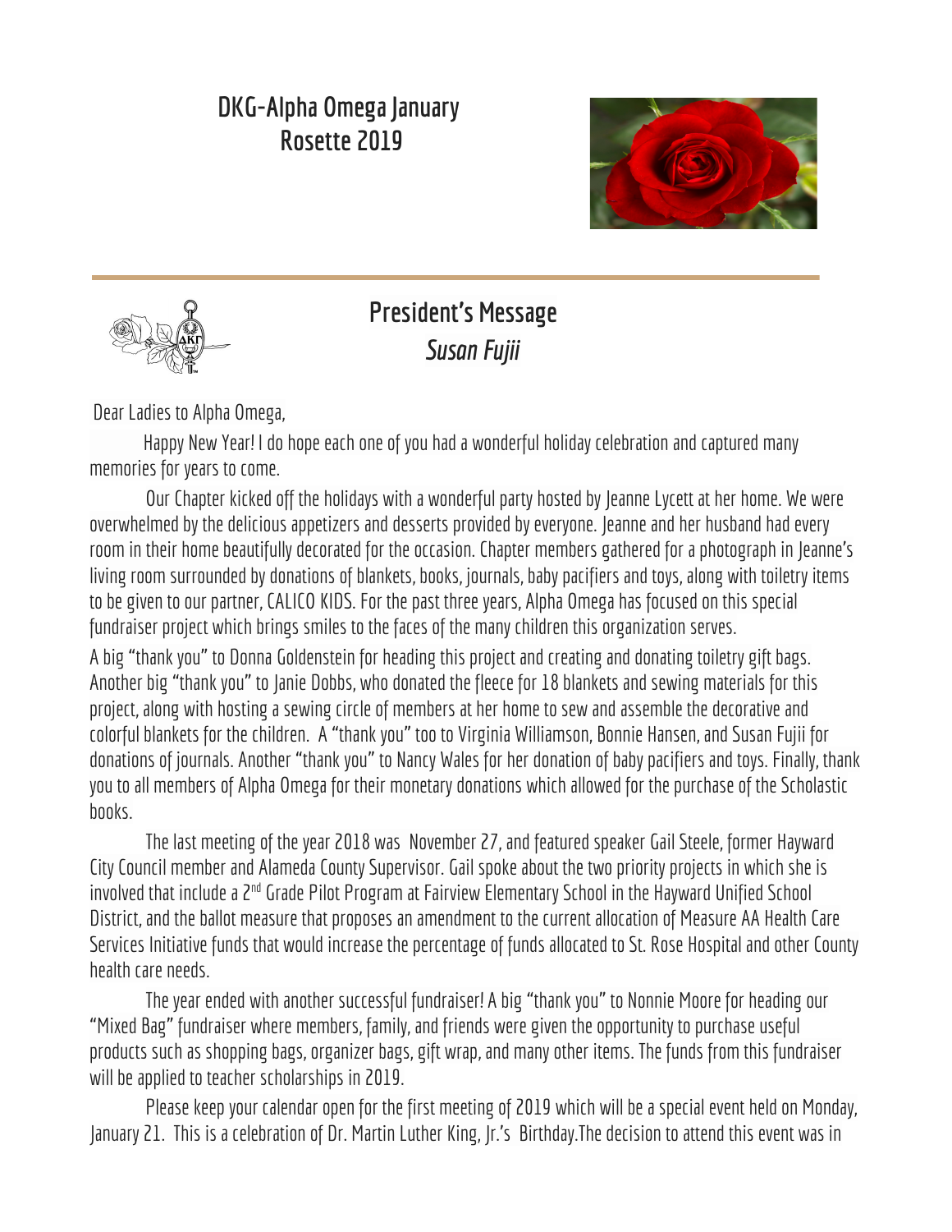# DKG-Alpha Omega January Rosette 2019

## President's Message

### *Susan Fujii*

Dear Ladies to Alpha Omega,

Happy New Year! I do hope each one of you had a wonderful holiday celebration and captured many memories for years to come.

Our Chapter kicked off the holidays with a wonderful party hosted by Jeanne Lycett at her home. We were overwhelmed by the delicious appetizers and desserts provided by everyone. Jeanne and her husband had every room in their home beautifully decorated for the occasion. Chapter members gathered for a photograph in Jeanne's living room surrounded by donations of blankets, books, journals, baby pacifiers and toys, along with toiletry items to be given to our partner, CALICO KIDS. For the past three years, Alpha Omega has focused on this special fundraiser project which brings smiles to the faces of the many children this organization serves.

A big "thank you" to Donna Goldenstein for heading this project and creating and donating toiletry gift bags. Another big "thank you" to Janie Dobbs, who donated the fleece for 18 blankets and sewing materials for this project, along with hosting a sewing circle of members at her home to sew and assemble the decorative and colorful blankets for the children. A "thank you" too to Virginia Williamson, Bonnie Hansen, and Susan Fujii for donations of journals. Another "thank you" to Nancy Wales for her donation of baby pacifiers and toys. Finally, thank you to all members of Alpha Omega for their monetary donations which allowed for the purchase of the Scholastic books.

The last meeting of the year 2018 was November 27, and featured speaker Gail Steele, former Hayward City Council member and Alameda County Supervisor. Gail spoke about the two priority projects in which she is involved that include a 2nd Grade Pilot Program at Fairview Elementary School in the Hayward Unified School District, and the ballot measure that proposes an amendment to the current allocation of Measure AA Health Care Services Initiative funds that would increase the percentage of funds allocated to St. Rose Hospital and other County health care needs.

The year ended with another successful fundraiser! A big "thank you" to Nonnie Moore for heading our "Mixed Bag" fundraiser where members, family, and friends were given the opportunity to purchase useful products such as shopping bags, organizer bags, gift wrap, and many other items. The funds from this fundraiser will be applied to teacher scholarships in 2019.

Please keep your calendar open for the first meeting of 2019 which will be a special event held on Monday, January 21. This is a celebration of Dr. Martin Luther King, Jr.'s Birthday.The decision to attend this event was in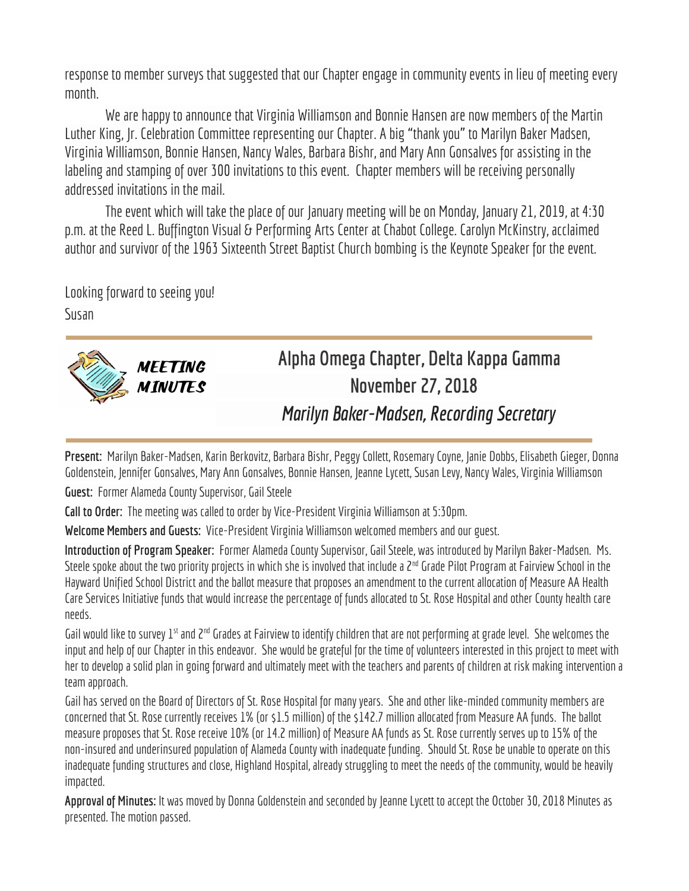response to member surveys that suggested that our Chapter engage in community events in lieu of meeting every month.

We are happy to announce that Virginia Williamson and Bonnie Hansen are now members of the Martin Luther King, Jr. Celebration Committee representing our Chapter. A big "thank you" to Marilyn Baker Madsen, Virginia Williamson, Bonnie Hansen, Nancy Wales, Barbara Bishr, and Mary Ann Gonsalves for assisting in the labeling and stamping of over 300 invitations to this event. Chapter members will be receiving personally addressed invitations in the mail.

The event which will take the place of our January meeting will be on Monday, January 21, 2019, at 4:30 p.m. at the Reed L. Buffington Visual & Performing Arts Center at Chabot College. Carolyn McKinstry, acclaimed author and survivor of the 1963 Sixteenth Street Baptist Church bombing is the Keynote Speaker for the event.

Looking forward to seeing you!

Susan

MEETING MINUTES

## Alpha Omega Chapter, Delta Kappa Gamma
## November 27, 2018
### *Marilyn Baker-Madsen, Recording Secretary*

**Present:** Marilyn Baker-Madsen, Karin Berkovitz, Barbara Bishr, Peggy Collett, Rosemary Coyne, Janie Dobbs, Elisabeth Gieger, Donna Goldenstein, Jennifer Gonsalves, Mary Ann Gonsalves, Bonnie Hansen, Jeanne Lycett, Susan Levy, Nancy Wales, Virginia Williamson

**Guest:** Former Alameda County Supervisor, Gail Steele

**Call to Order:** The meeting was called to order by Vice-President Virginia Williamson at 5:30pm.

**Welcome Members and Guests:** Vice-President Virginia Williamson welcomed members and our guest.

**Introduction of Program Speaker:** Former Alameda County Supervisor, Gail Steele, was introduced by Marilyn Baker-Madsen. Ms. Steele spoke about the two priority projects in which she is involved that include a 2nd Grade Pilot Program at Fairview School in the Hayward Unified School District and the ballot measure that proposes an amendment to the current allocation of Measure AA Health Care Services Initiative funds that would increase the percentage of funds allocated to St. Rose Hospital and other County health care needs.

Gail would like to survey 1st and 2nd Grades at Fairview to identify children that are not performing at grade level. She welcomes the input and help of our Chapter in this endeavor. She would be grateful for the time of volunteers interested in this project to meet with her to develop a solid plan in going forward and ultimately meet with the teachers and parents of children at risk making intervention a team approach.

Gail has served on the Board of Directors of St. Rose Hospital for many years. She and other like-minded community members are concerned that St. Rose currently receives 1% (or $1.5 million) of the $142.7 million allocated from Measure AA funds. The ballot measure proposes that St. Rose receive 10% (or 14.2 million) of Measure AA funds as St. Rose currently serves up to 15% of the non-insured and underinsured population of Alameda County with inadequate funding. Should St. Rose be unable to operate on this inadequate funding structures and close, Highland Hospital, already struggling to meet the needs of the community, would be heavily impacted.

**Approval of Minutes:** It was moved by Donna Goldenstein and seconded by Jeanne Lycett to accept the October 30, 2018 Minutes as presented. The motion passed.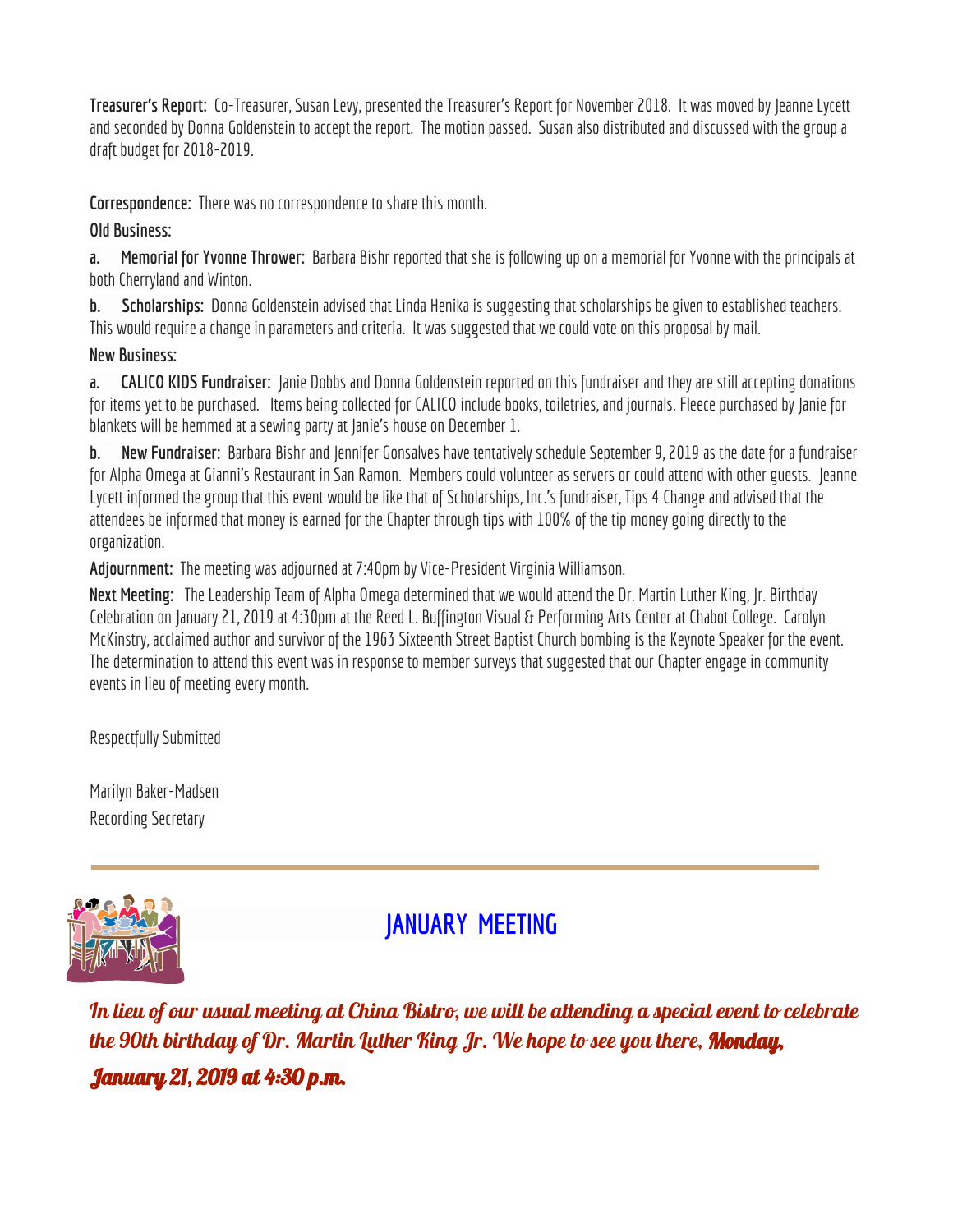**Treasurer's Report:** Co-Treasurer, Susan Levy, presented the Treasurer's Report for November 2018. It was moved by Jeanne Lycett and seconded by Donna Goldenstein to accept the report. The motion passed. Susan also distributed and discussed with the group a draft budget for 2018-2019.

**Correspondence:** There was no correspondence to share this month.

**Old Business:**

**a. Memorial for Yvonne Thrower:** Barbara Bishr reported that she is following up on a memorial for Yvonne with the principals at both Cherryland and Winton.

**b. Scholarships:** Donna Goldenstein advised that Linda Henika is suggesting that scholarships be given to established teachers. This would require a change in parameters and criteria. It was suggested that we could vote on this proposal by mail.

**New Business:**

**a. CALICO KIDS Fundraiser:** Janie Dobbs and Donna Goldenstein reported on this fundraiser and they are still accepting donations for items yet to be purchased. Items being collected for CALICO include books, toiletries, and journals. Fleece purchased by Janie for blankets will be hemmed at a sewing party at Janie's house on December 1.

**b. New Fundraiser:** Barbara Bishr and Jennifer Gonsalves have tentatively schedule September 9, 2019 as the date for a fundraiser for Alpha Omega at Gianni's Restaurant in San Ramon. Members could volunteer as servers or could attend with other guests. Jeanne Lycett informed the group that this event would be like that of Scholarships, Inc.'s fundraiser, Tips 4 Change and advised that the attendees be informed that money is earned for the Chapter through tips with 100% of the tip money going directly to the organization.

**Adjournment:** The meeting was adjourned at 7:40pm by Vice-President Virginia Williamson.

**Next Meeting:** The Leadership Team of Alpha Omega determined that we would attend the Dr. Martin Luther King, Jr. Birthday Celebration on January 21, 2019 at 4:30pm at the Reed L. Buffington Visual & Performing Arts Center at Chabot College. Carolyn McKinstry, acclaimed author and survivor of the 1963 Sixteenth Street Baptist Church bombing is the Keynote Speaker for the event. The determination to attend this event was in response to member surveys that suggested that our Chapter engage in community events in lieu of meeting every month.

Respectfully Submitted

Marilyn Baker-Madsen
Recording Secretary

---

## JANUARY MEETING

*In lieu of our usual meeting at China Bistro, we will be attending a special event to celebrate the 90th birthday of Dr. Martin Luther King Jr. We hope to see you there,* ***Monday, January 21, 2019 at 4:30 p.m.***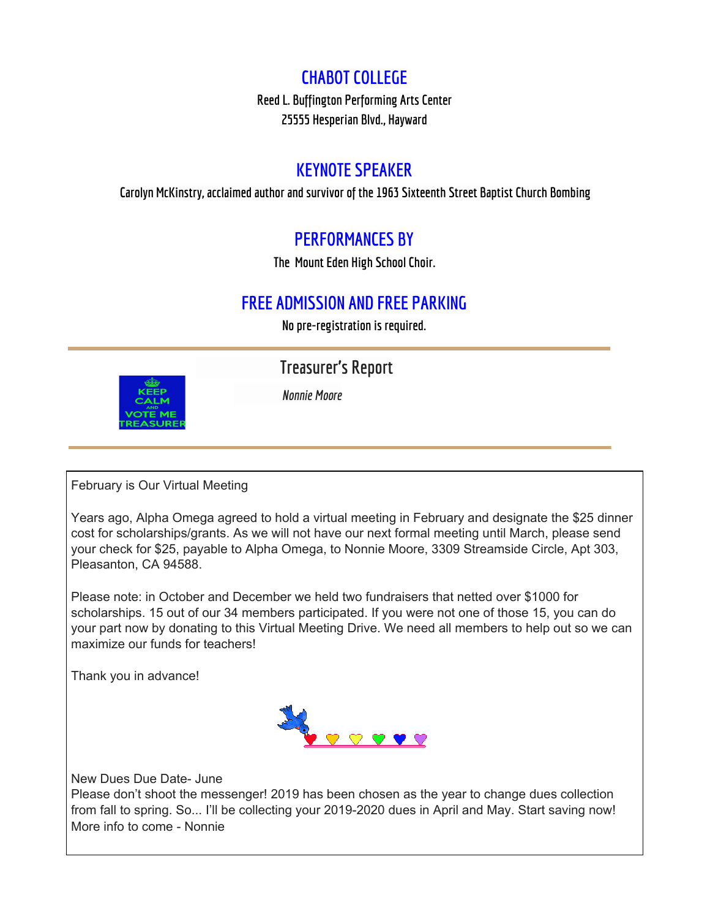## CHABOT COLLEGE

Reed L. Buffington Performing Arts Center
25555 Hesperian Blvd., Hayward

## KEYNOTE SPEAKER

Carolyn McKinstry, acclaimed author and survivor of the 1963 Sixteenth Street Baptist Church Bombing

## PERFORMANCES BY

The Mount Eden High School Choir.

## FREE ADMISSION AND FREE PARKING

No pre-registration is required.

---

## Treasurer's Report

*Nonnie Moore*

---

February is Our Virtual Meeting

Years ago, Alpha Omega agreed to hold a virtual meeting in February and designate the $25 dinner cost for scholarships/grants. As we will not have our next formal meeting until March, please send your check for $25, payable to Alpha Omega, to Nonnie Moore, 3309 Streamside Circle, Apt 303, Pleasanton, CA 94588.

Please note: in October and December we held two fundraisers that netted over $1000 for scholarships. 15 out of our 34 members participated. If you were not one of those 15, you can do your part now by donating to this Virtual Meeting Drive. We need all members to help out so we can maximize our funds for teachers!

Thank you in advance!

New Dues Due Date- June
Please don't shoot the messenger! 2019 has been chosen as the year to change dues collection from fall to spring. So... I'll be collecting your 2019-2020 dues in April and May. Start saving now! More info to come - Nonnie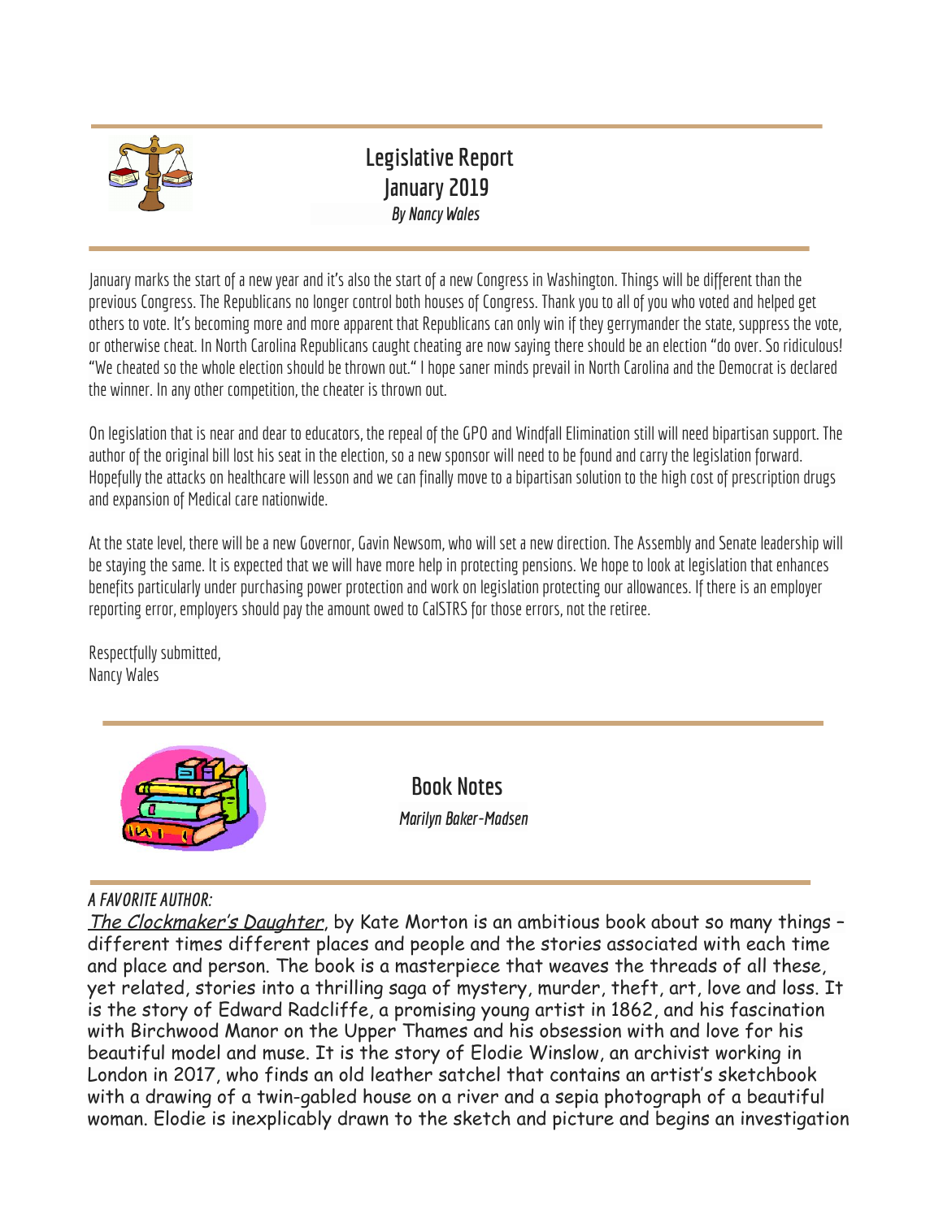## Legislative Report
## January 2019
*By Nancy Wales*

January marks the start of a new year and it's also the start of a new Congress in Washington. Things will be different than the previous Congress. The Republicans no longer control both houses of Congress. Thank you to all of you who voted and helped get others to vote. It's becoming more and more apparent that Republicans can only win if they gerrymander the state, suppress the vote, or otherwise cheat. In North Carolina Republicans caught cheating are now saying there should be an election "do over. So ridiculous! "We cheated so the whole election should be thrown out." I hope saner minds prevail in North Carolina and the Democrat is declared the winner. In any other competition, the cheater is thrown out.

On legislation that is near and dear to educators, the repeal of the GPO and Windfall Elimination still will need bipartisan support. The author of the original bill lost his seat in the election, so a new sponsor will need to be found and carry the legislation forward. Hopefully the attacks on healthcare will lesson and we can finally move to a bipartisan solution to the high cost of prescription drugs and expansion of Medical care nationwide.

At the state level, there will be a new Governor, Gavin Newsom, who will set a new direction. The Assembly and Senate leadership will be staying the same. It is expected that we will have more help in protecting pensions. We hope to look at legislation that enhances benefits particularly under purchasing power protection and work on legislation protecting our allowances. If there is an employer reporting error, employers should pay the amount owed to CalSTRS for those errors, not the retiree.

Respectfully submitted,
Nancy Wales

## Book Notes
*Marilyn Baker-Madsen*

*A FAVORITE AUTHOR:*

_The Clockmaker's Daughter_, by Kate Morton is an ambitious book about so many things – different times different places and people and the stories associated with each time and place and person. The book is a masterpiece that weaves the threads of all these, yet related, stories into a thrilling saga of mystery, murder, theft, art, love and loss. It is the story of Edward Radcliffe, a promising young artist in 1862, and his fascination with Birchwood Manor on the Upper Thames and his obsession with and love for his beautiful model and muse. It is the story of Elodie Winslow, an archivist working in London in 2017, who finds an old leather satchel that contains an artist's sketchbook with a drawing of a twin-gabled house on a river and a sepia photograph of a beautiful woman. Elodie is inexplicably drawn to the sketch and picture and begins an investigation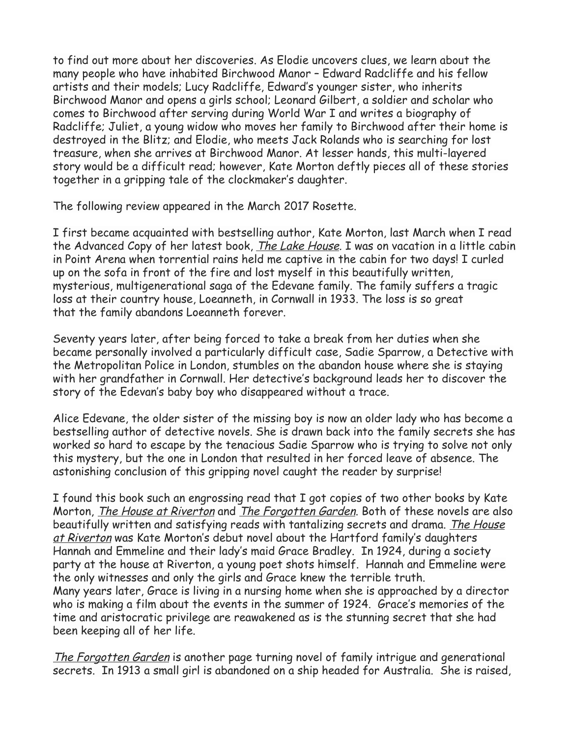to find out more about her discoveries. As Elodie uncovers clues, we learn about the many people who have inhabited Birchwood Manor – Edward Radcliffe and his fellow artists and their models; Lucy Radcliffe, Edward's younger sister, who inherits Birchwood Manor and opens a girls school; Leonard Gilbert, a soldier and scholar who comes to Birchwood after serving during World War I and writes a biography of Radcliffe; Juliet, a young widow who moves her family to Birchwood after their home is destroyed in the Blitz; and Elodie, who meets Jack Rolands who is searching for lost treasure, when she arrives at Birchwood Manor. At lesser hands, this multi-layered story would be a difficult read; however, Kate Morton deftly pieces all of these stories together in a gripping tale of the clockmaker's daughter.

The following review appeared in the March 2017 Rosette.

I first became acquainted with bestselling author, Kate Morton, last March when I read the Advanced Copy of her latest book, _The Lake House_. I was on vacation in a little cabin in Point Arena when torrential rains held me captive in the cabin for two days! I curled up on the sofa in front of the fire and lost myself in this beautifully written, mysterious, multigenerational saga of the Edevane family. The family suffers a tragic loss at their country house, Loeanneth, in Cornwall in 1933. The loss is so great that the family abandons Loeanneth forever.

Seventy years later, after being forced to take a break from her duties when she became personally involved a particularly difficult case, Sadie Sparrow, a Detective with the Metropolitan Police in London, stumbles on the abandon house where she is staying with her grandfather in Cornwall. Her detective's background leads her to discover the story of the Edevan's baby boy who disappeared without a trace.

Alice Edevane, the older sister of the missing boy is now an older lady who has become a bestselling author of detective novels. She is drawn back into the family secrets she has worked so hard to escape by the tenacious Sadie Sparrow who is trying to solve not only this mystery, but the one in London that resulted in her forced leave of absence. The astonishing conclusion of this gripping novel caught the reader by surprise!

I found this book such an engrossing read that I got copies of two other books by Kate Morton, _The House at Riverton_ and _The Forgotten Garden_. Both of these novels are also beautifully written and satisfying reads with tantalizing secrets and drama. _The House at Riverton_ was Kate Morton's debut novel about the Hartford family's daughters Hannah and Emmeline and their lady's maid Grace Bradley. In 1924, during a society party at the house at Riverton, a young poet shots himself. Hannah and Emmeline were the only witnesses and only the girls and Grace knew the terrible truth.
Many years later, Grace is living in a nursing home when she is approached by a director who is making a film about the events in the summer of 1924. Grace's memories of the time and aristocratic privilege are reawakened as is the stunning secret that she had been keeping all of her life.

_The Forgotten Garden_ is another page turning novel of family intrigue and generational secrets. In 1913 a small girl is abandoned on a ship headed for Australia. She is raised,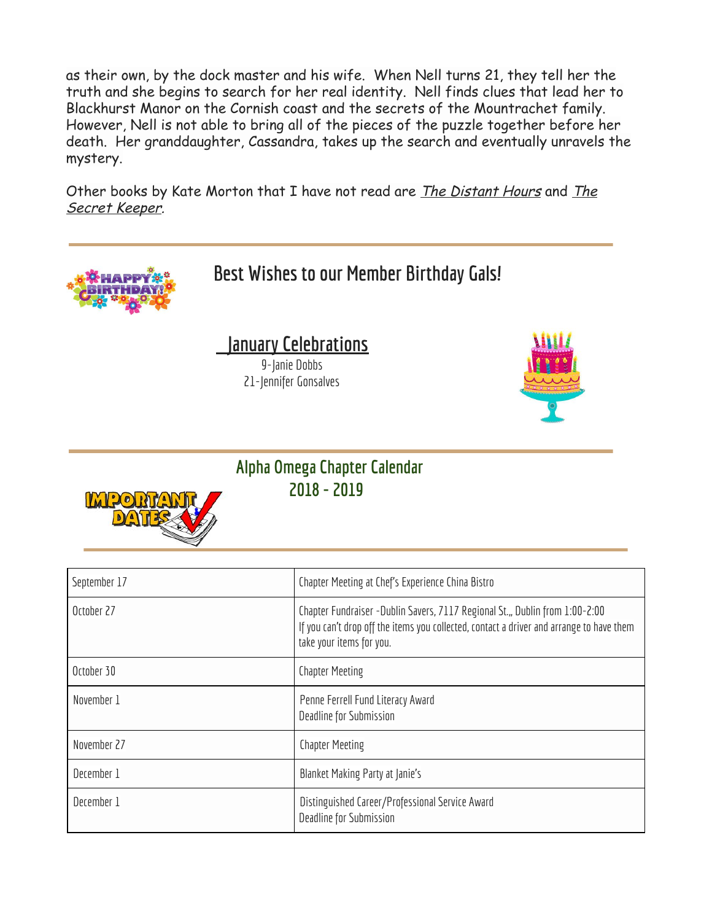as their own, by the dock master and his wife. When Nell turns 21, they tell her the truth and she begins to search for her real identity. Nell finds clues that lead her to Blackhurst Manor on the Cornish coast and the secrets of the Mountrachet family. However, Nell is not able to bring all of the pieces of the puzzle together before her death. Her granddaughter, Cassandra, takes up the search and eventually unravels the mystery.

Other books by Kate Morton that I have not read are *The Distant Hours* and *The Secret Keeper*.

## Best Wishes to our Member Birthday Gals!

### January Celebrations

9-Janie Dobbs
21-Jennifer Gonsalves

## Alpha Omega Chapter Calendar 2018 - 2019

| Date | Event |
|---|---|
| September 17 | Chapter Meeting at Chef's Experience China Bistro |
| October 27 | Chapter Fundraiser -Dublin Savers, 7117 Regional St.,, Dublin from 1:00-2:00<br>If you can't drop off the items you collected, contact a driver and arrange to have them take your items for you. |
| October 30 | Chapter Meeting |
| November 1 | Penne Ferrell Fund Literacy Award<br>Deadline for Submission |
| November 27 | Chapter Meeting |
| December 1 | Blanket Making Party at Janie's |
| December 1 | Distinguished Career/Professional Service Award<br>Deadline for Submission |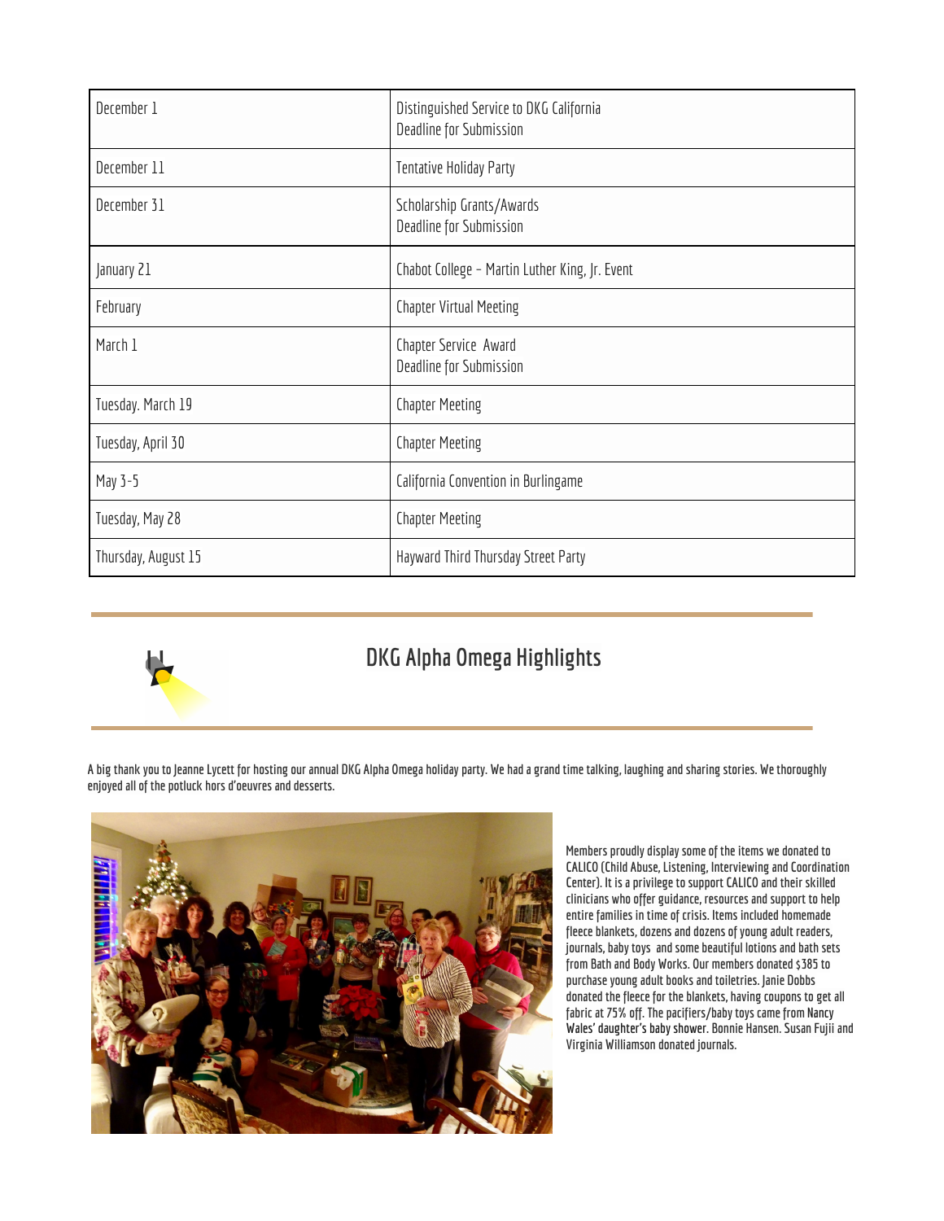| | |
|---|---|
| December 1 | Distinguished Service to DKG California<br>Deadline for Submission |
| December 11 | Tentative Holiday Party |
| December 31 | Scholarship Grants/Awards<br>Deadline for Submission |
| January 21 | Chabot College – Martin Luther King, Jr. Event |
| February | Chapter Virtual Meeting |
| March 1 | Chapter Service Award<br>Deadline for Submission |
| Tuesday. March 19 | Chapter Meeting |
| Tuesday, April 30 | Chapter Meeting |
| May 3-5 | California Convention in Burlingame |
| Tuesday, May 28 | Chapter Meeting |
| Thursday, August 15 | Hayward Third Thursday Street Party |

## DKG Alpha Omega Highlights

A big thank you to Jeanne Lycett for hosting our annual DKG Alpha Omega holiday party. We had a grand time talking, laughing and sharing stories. We thoroughly enjoyed all of the potluck hors d'oeuvres and desserts.

Members proudly display some of the items we donated to CALICO (Child Abuse, Listening, Interviewing and Coordination Center). It is a privilege to support CALICO and their skilled clinicians who offer guidance, resources and support to help entire families in time of crisis. Items included homemade fleece blankets, dozens and dozens of young adult readers, journals, baby toys and some beautiful lotions and bath sets from Bath and Body Works. Our members donated $385 to purchase young adult books and toiletries. Janie Dobbs donated the fleece for the blankets, having coupons to get all fabric at 75% off. The pacifiers/baby toys came from Nancy Wales' daughter's baby shower. Bonnie Hansen. Susan Fujii and Virginia Williamson donated journals.